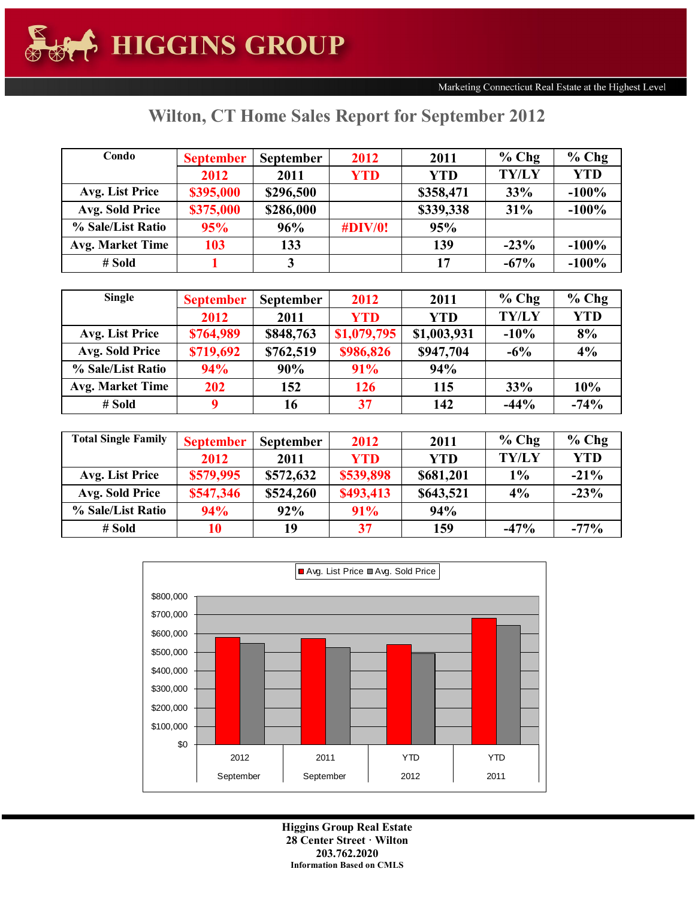# HIGGINS GROUP

Marketing Connecticut Real Estate at the Highest Level

## Wilton, CT Home Sales Report for September 2012

| Condo | September 2012 | September 2011 | 2012 YTD | 2011 YTD | % Chg TY/LY | % Chg YTD |
|---|---|---|---|---|---|---|
| Avg. List Price | $395,000 | $296,500 | | $358,471 | 33% | -100% |
| Avg. Sold Price | $375,000 | $286,000 | | $339,338 | 31% | -100% |
| % Sale/List Ratio | 95% | 96% | #DIV/0! | 95% | | |
| Avg. Market Time | 103 | 133 | | 139 | -23% | -100% |
| # Sold | 1 | 3 | | 17 | -67% | -100% |

| Single | September 2012 | September 2011 | 2012 YTD | 2011 YTD | % Chg TY/LY | % Chg YTD |
|---|---|---|---|---|---|---|
| Avg. List Price | $764,989 | $848,763 | $1,079,795 | $1,003,931 | -10% | 8% |
| Avg. Sold Price | $719,692 | $762,519 | $986,826 | $947,704 | -6% | 4% |
| % Sale/List Ratio | 94% | 90% | 91% | 94% | | |
| Avg. Market Time | 202 | 152 | 126 | 115 | 33% | 10% |
| # Sold | 9 | 16 | 37 | 142 | -44% | -74% |

| Total Single Family | September 2012 | September 2011 | 2012 YTD | 2011 YTD | % Chg TY/LY | % Chg YTD |
|---|---|---|---|---|---|---|
| Avg. List Price | $579,995 | $572,632 | $539,898 | $681,201 | 1% | -21% |
| Avg. Sold Price | $547,346 | $524,260 | $493,413 | $643,521 | 4% | -23% |
| % Sale/List Ratio | 94% | 92% | 91% | 94% | | |
| # Sold | 10 | 19 | 37 | 159 | -47% | -77% |

Higgins Group Real Estate
28 Center Street · Wilton
203.762.2020
Information Based on CMLS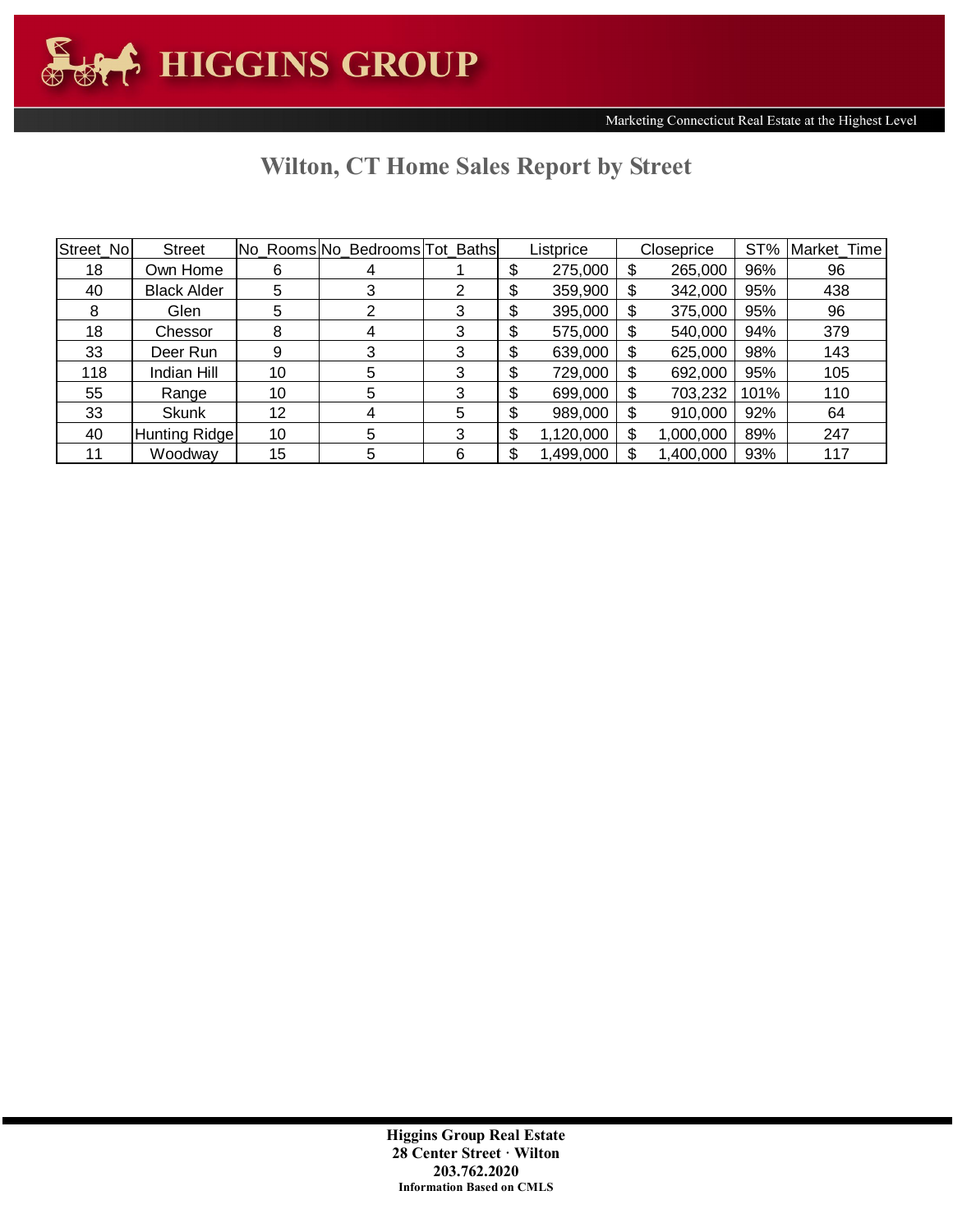HIGGINS GROUP

Marketing Connecticut Real Estate at the Highest Level

# Wilton, CT Home Sales Report by Street

| Street_No | Street | No_Rooms | No_Bedrooms | Tot_Baths | Listprice | Closeprice | ST% | Market_Time |
|---|---|---|---|---|---|---|---|---|
| 18 | Own Home | 6 | 4 | 1 | $ 275,000 | $ 265,000 | 96% | 96 |
| 40 | Black Alder | 5 | 3 | 2 | $ 359,900 | $ 342,000 | 95% | 438 |
| 8 | Glen | 5 | 2 | 3 | $ 395,000 | $ 375,000 | 95% | 96 |
| 18 | Chessor | 8 | 4 | 3 | $ 575,000 | $ 540,000 | 94% | 379 |
| 33 | Deer Run | 9 | 3 | 3 | $ 639,000 | $ 625,000 | 98% | 143 |
| 118 | Indian Hill | 10 | 5 | 3 | $ 729,000 | $ 692,000 | 95% | 105 |
| 55 | Range | 10 | 5 | 3 | $ 699,000 | $ 703,232 | 101% | 110 |
| 33 | Skunk | 12 | 4 | 5 | $ 989,000 | $ 910,000 | 92% | 64 |
| 40 | Hunting Ridge | 10 | 5 | 3 | $ 1,120,000 | $ 1,000,000 | 89% | 247 |
| 11 | Woodway | 15 | 5 | 6 | $ 1,499,000 | $ 1,400,000 | 93% | 117 |

**Higgins Group Real Estate**
**28 Center Street · Wilton**
**203.762.2020**
**Information Based on CMLS**